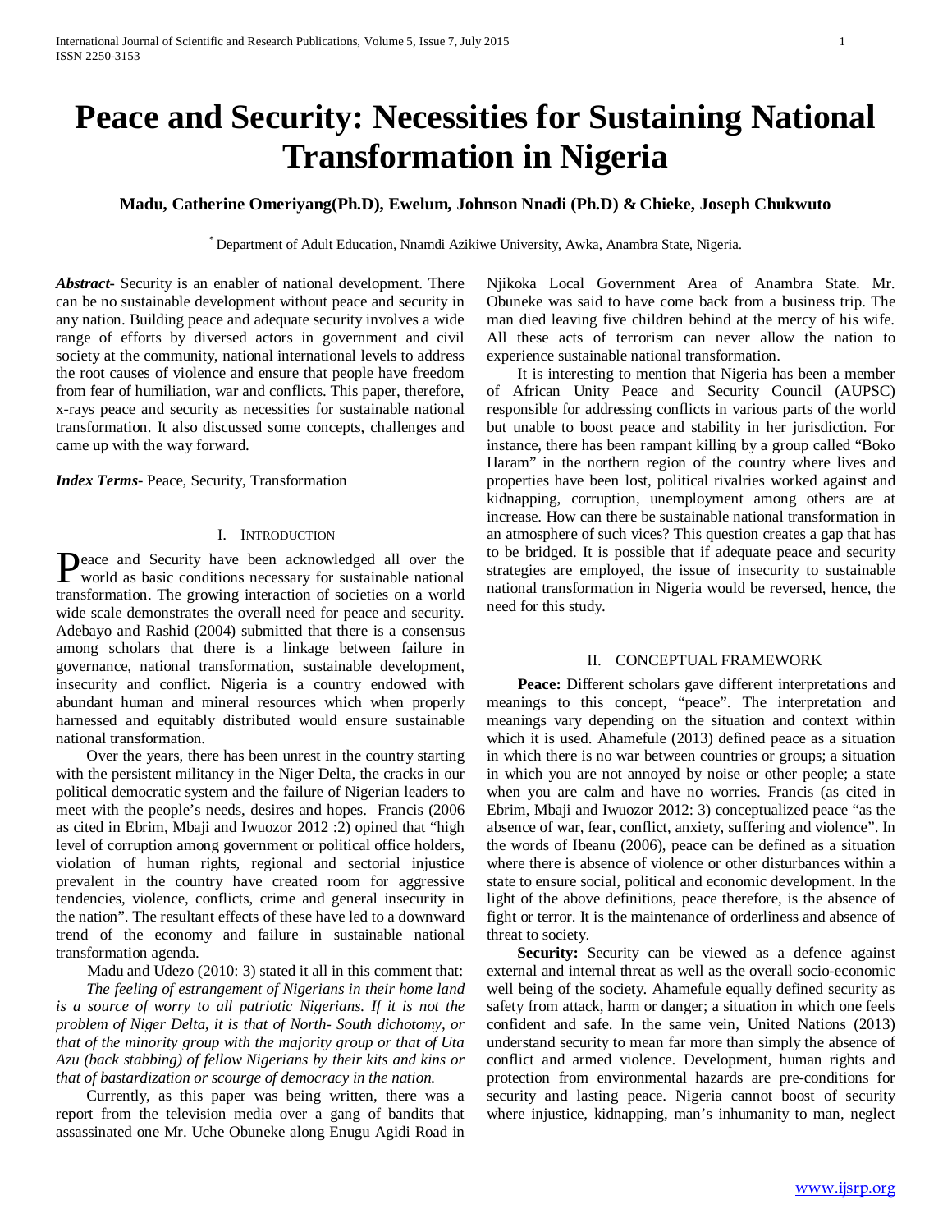# Peace and Security: Necessities for Sustaining National Transformation in Nigeria

**Madu, Catherine Omeriyang(Ph.D), Ewelum, Johnson Nnadi (Ph.D) & Chieke, Joseph Chukwuto**

[*] Department of Adult Education, Nnamdi Azikiwe University, Awka, Anambra State, Nigeria.

***Abstract-*** Security is an enabler of national development. There can be no sustainable development without peace and security in any nation. Building peace and adequate security involves a wide range of efforts by diversed actors in government and civil society at the community, national international levels to address the root causes of violence and ensure that people have freedom from fear of humiliation, war and conflicts. This paper, therefore, x-rays peace and security as necessities for sustainable national transformation. It also discussed some concepts, challenges and came up with the way forward.

***Index Terms-*** Peace, Security, Transformation

## I. Introduction

Peace and Security have been acknowledged all over the world as basic conditions necessary for sustainable national transformation. The growing interaction of societies on a world wide scale demonstrates the overall need for peace and security. Adebayo and Rashid (2004) submitted that there is a consensus among scholars that there is a linkage between failure in governance, national transformation, sustainable development, insecurity and conflict. Nigeria is a country endowed with abundant human and mineral resources which when properly harnessed and equitably distributed would ensure sustainable national transformation.

Over the years, there has been unrest in the country starting with the persistent militancy in the Niger Delta, the cracks in our political democratic system and the failure of Nigerian leaders to meet with the people's needs, desires and hopes. Francis (2006 as cited in Ebrim, Mbaji and Iwuozor 2012 :2) opined that "high level of corruption among government or political office holders, violation of human rights, regional and sectorial injustice prevalent in the country have created room for aggressive tendencies, violence, conflicts, crime and general insecurity in the nation". The resultant effects of these have led to a downward trend of the economy and failure in sustainable national transformation agenda.

Madu and Udezo (2010: 3) stated it all in this comment that:

*The feeling of estrangement of Nigerians in their home land is a source of worry to all patriotic Nigerians. If it is not the problem of Niger Delta, it is that of North- South dichotomy, or that of the minority group with the majority group or that of Uta Azu (back stabbing) of fellow Nigerians by their kits and kins or that of bastardization or scourge of democracy in the nation.*

Currently, as this paper was being written, there was a report from the television media over a gang of bandits that assassinated one Mr. Uche Obuneke along Enugu Agidi Road in Njikoka Local Government Area of Anambra State. Mr. Obuneke was said to have come back from a business trip. The man died leaving five children behind at the mercy of his wife. All these acts of terrorism can never allow the nation to experience sustainable national transformation.

It is interesting to mention that Nigeria has been a member of African Unity Peace and Security Council (AUPSC) responsible for addressing conflicts in various parts of the world but unable to boost peace and stability in her jurisdiction. For instance, there has been rampant killing by a group called "Boko Haram" in the northern region of the country where lives and properties have been lost, political rivalries worked against and kidnapping, corruption, unemployment among others are at increase. How can there be sustainable national transformation in an atmosphere of such vices? This question creates a gap that has to be bridged. It is possible that if adequate peace and security strategies are employed, the issue of insecurity to sustainable national transformation in Nigeria would be reversed, hence, the need for this study.

## II. Conceptual Framework

**Peace:** Different scholars gave different interpretations and meanings to this concept, "peace". The interpretation and meanings vary depending on the situation and context within which it is used. Ahamefule (2013) defined peace as a situation in which there is no war between countries or groups; a situation in which you are not annoyed by noise or other people; a state when you are calm and have no worries. Francis (as cited in Ebrim, Mbaji and Iwuozor 2012: 3) conceptualized peace "as the absence of war, fear, conflict, anxiety, suffering and violence". In the words of Ibeanu (2006), peace can be defined as a situation where there is absence of violence or other disturbances within a state to ensure social, political and economic development. In the light of the above definitions, peace therefore, is the absence of fight or terror. It is the maintenance of orderliness and absence of threat to society.

**Security:** Security can be viewed as a defence against external and internal threat as well as the overall socio-economic well being of the society. Ahamefule equally defined security as safety from attack, harm or danger; a situation in which one feels confident and safe. In the same vein, United Nations (2013) understand security to mean far more than simply the absence of conflict and armed violence. Development, human rights and protection from environmental hazards are pre-conditions for security and lasting peace. Nigeria cannot boost of security where injustice, kidnapping, man's inhumanity to man, neglect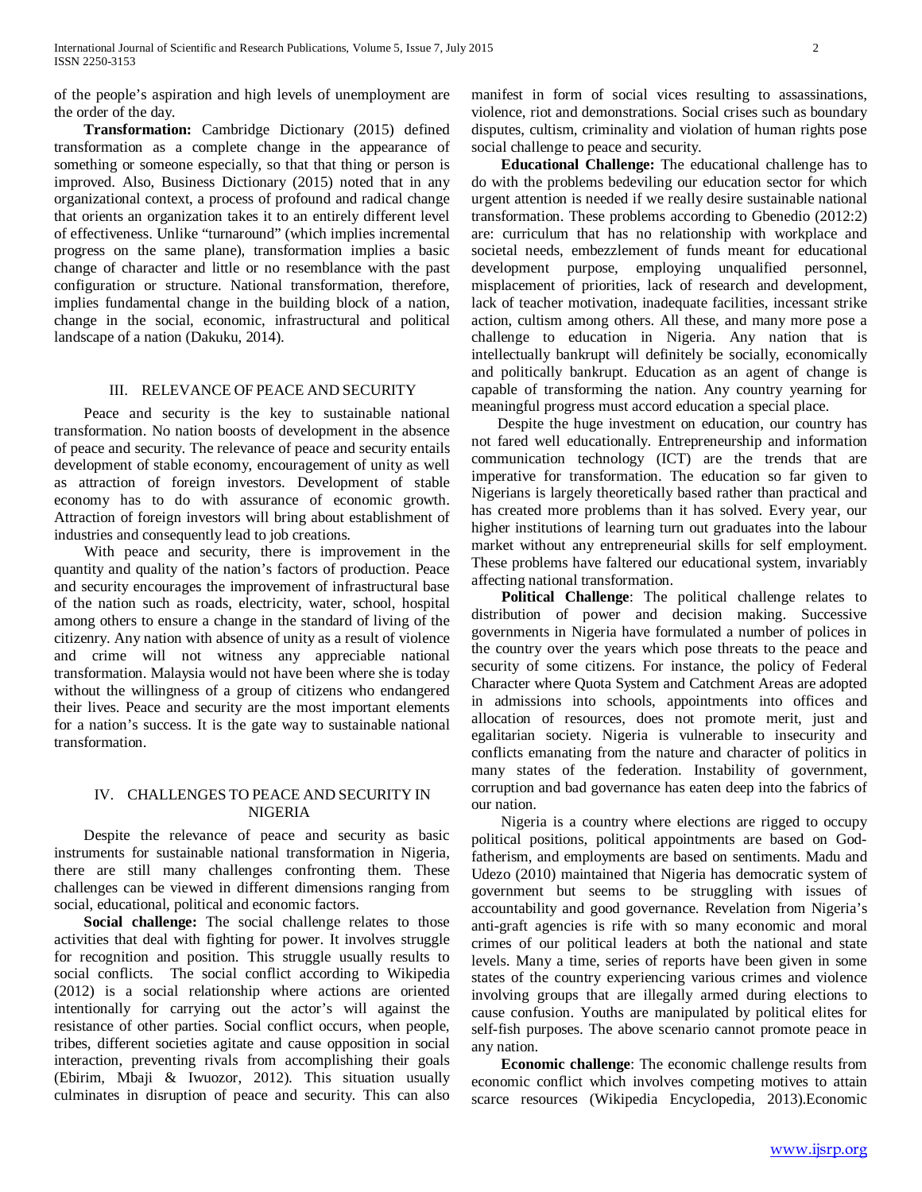of the people's aspiration and high levels of unemployment are the order of the day.

**Transformation:** Cambridge Dictionary (2015) defined transformation as a complete change in the appearance of something or someone especially, so that that thing or person is improved. Also, Business Dictionary (2015) noted that in any organizational context, a process of profound and radical change that orients an organization takes it to an entirely different level of effectiveness. Unlike "turnaround" (which implies incremental progress on the same plane), transformation implies a basic change of character and little or no resemblance with the past configuration or structure. National transformation, therefore, implies fundamental change in the building block of a nation, change in the social, economic, infrastructural and political landscape of a nation (Dakuku, 2014).

## III. RELEVANCE OF PEACE AND SECURITY

Peace and security is the key to sustainable national transformation. No nation boosts of development in the absence of peace and security. The relevance of peace and security entails development of stable economy, encouragement of unity as well as attraction of foreign investors. Development of stable economy has to do with assurance of economic growth. Attraction of foreign investors will bring about establishment of industries and consequently lead to job creations.

With peace and security, there is improvement in the quantity and quality of the nation's factors of production. Peace and security encourages the improvement of infrastructural base of the nation such as roads, electricity, water, school, hospital among others to ensure a change in the standard of living of the citizenry. Any nation with absence of unity as a result of violence and crime will not witness any appreciable national transformation. Malaysia would not have been where she is today without the willingness of a group of citizens who endangered their lives. Peace and security are the most important elements for a nation's success. It is the gate way to sustainable national transformation.

## IV. CHALLENGES TO PEACE AND SECURITY IN NIGERIA

Despite the relevance of peace and security as basic instruments for sustainable national transformation in Nigeria, there are still many challenges confronting them. These challenges can be viewed in different dimensions ranging from social, educational, political and economic factors.

**Social challenge:** The social challenge relates to those activities that deal with fighting for power. It involves struggle for recognition and position. This struggle usually results to social conflicts. The social conflict according to Wikipedia (2012) is a social relationship where actions are oriented intentionally for carrying out the actor's will against the resistance of other parties. Social conflict occurs, when people, tribes, different societies agitate and cause opposition in social interaction, preventing rivals from accomplishing their goals (Ebirim, Mbaji & Iwuozor, 2012). This situation usually culminates in disruption of peace and security. This can also manifest in form of social vices resulting to assassinations, violence, riot and demonstrations. Social crises such as boundary disputes, cultism, criminality and violation of human rights pose social challenge to peace and security.

**Educational Challenge:** The educational challenge has to do with the problems bedeviling our education sector for which urgent attention is needed if we really desire sustainable national transformation. These problems according to Gbenedio (2012:2) are: curriculum that has no relationship with workplace and societal needs, embezzlement of funds meant for educational development purpose, employing unqualified personnel, misplacement of priorities, lack of research and development, lack of teacher motivation, inadequate facilities, incessant strike action, cultism among others. All these, and many more pose a challenge to education in Nigeria. Any nation that is intellectually bankrupt will definitely be socially, economically and politically bankrupt. Education as an agent of change is capable of transforming the nation. Any country yearning for meaningful progress must accord education a special place.

Despite the huge investment on education, our country has not fared well educationally. Entrepreneurship and information communication technology (ICT) are the trends that are imperative for transformation. The education so far given to Nigerians is largely theoretically based rather than practical and has created more problems than it has solved. Every year, our higher institutions of learning turn out graduates into the labour market without any entrepreneurial skills for self employment. These problems have faltered our educational system, invariably affecting national transformation.

**Political Challenge**: The political challenge relates to distribution of power and decision making. Successive governments in Nigeria have formulated a number of polices in the country over the years which pose threats to the peace and security of some citizens. For instance, the policy of Federal Character where Quota System and Catchment Areas are adopted in admissions into schools, appointments into offices and allocation of resources, does not promote merit, just and egalitarian society. Nigeria is vulnerable to insecurity and conflicts emanating from the nature and character of politics in many states of the federation. Instability of government, corruption and bad governance has eaten deep into the fabrics of our nation.

Nigeria is a country where elections are rigged to occupy political positions, political appointments are based on God-fatherism, and employments are based on sentiments. Madu and Udezo (2010) maintained that Nigeria has democratic system of government but seems to be struggling with issues of accountability and good governance. Revelation from Nigeria's anti-graft agencies is rife with so many economic and moral crimes of our political leaders at both the national and state levels. Many a time, series of reports have been given in some states of the country experiencing various crimes and violence involving groups that are illegally armed during elections to cause confusion. Youths are manipulated by political elites for self-fish purposes. The above scenario cannot promote peace in any nation.

**Economic challenge**: The economic challenge results from economic conflict which involves competing motives to attain scarce resources (Wikipedia Encyclopedia, 2013).Economic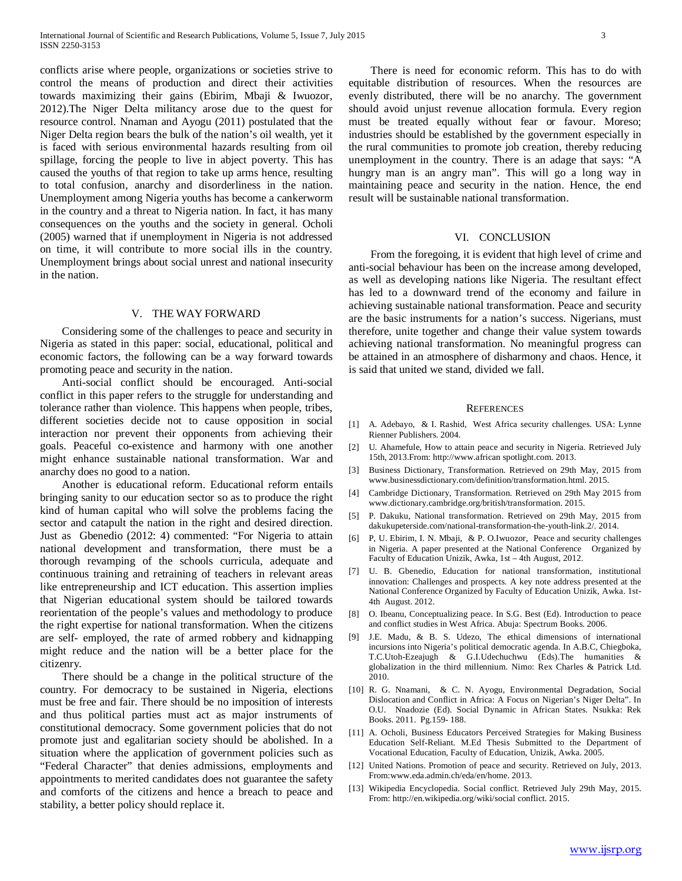conflicts arise where people, organizations or societies strive to control the means of production and direct their activities towards maximizing their gains (Ebirim, Mbaji & Iwuozor, 2012).The Niger Delta militancy arose due to the quest for resource control. Nnaman and Ayogu (2011) postulated that the Niger Delta region bears the bulk of the nation's oil wealth, yet it is faced with serious environmental hazards resulting from oil spillage, forcing the people to live in abject poverty. This has caused the youths of that region to take up arms hence, resulting to total confusion, anarchy and disorderliness in the nation. Unemployment among Nigeria youths has become a cankerworm in the country and a threat to Nigeria nation. In fact, it has many consequences on the youths and the society in general. Ocholi (2005) warned that if unemployment in Nigeria is not addressed on time, it will contribute to more social ills in the country. Unemployment brings about social unrest and national insecurity in the nation.

## V. THE WAY FORWARD

Considering some of the challenges to peace and security in Nigeria as stated in this paper: social, educational, political and economic factors, the following can be a way forward towards promoting peace and security in the nation.

Anti-social conflict should be encouraged. Anti-social conflict in this paper refers to the struggle for understanding and tolerance rather than violence. This happens when people, tribes, different societies decide not to cause opposition in social interaction nor prevent their opponents from achieving their goals. Peaceful co-existence and harmony with one another might enhance sustainable national transformation. War and anarchy does no good to a nation.

Another is educational reform. Educational reform entails bringing sanity to our education sector so as to produce the right kind of human capital who will solve the problems facing the sector and catapult the nation in the right and desired direction. Just as Gbenedio (2012: 4) commented: "For Nigeria to attain national development and transformation, there must be a thorough revamping of the schools curricula, adequate and continuous training and retraining of teachers in relevant areas like entrepreneurship and ICT education. This assertion implies that Nigerian educational system should be tailored towards reorientation of the people's values and methodology to produce the right expertise for national transformation. When the citizens are self- employed, the rate of armed robbery and kidnapping might reduce and the nation will be a better place for the citizenry.

There should be a change in the political structure of the country. For democracy to be sustained in Nigeria, elections must be free and fair. There should be no imposition of interests and thus political parties must act as major instruments of constitutional democracy. Some government policies that do not promote just and egalitarian society should be abolished. In a situation where the application of government policies such as "Federal Character" that denies admissions, employments and appointments to merited candidates does not guarantee the safety and comforts of the citizens and hence a breach to peace and stability, a better policy should replace it.

There is need for economic reform. This has to do with equitable distribution of resources. When the resources are evenly distributed, there will be no anarchy. The government should avoid unjust revenue allocation formula. Every region must be treated equally without fear or favour. Moreso; industries should be established by the government especially in the rural communities to promote job creation, thereby reducing unemployment in the country. There is an adage that says: "A hungry man is an angry man". This will go a long way in maintaining peace and security in the nation. Hence, the end result will be sustainable national transformation.

## VI. CONCLUSION

From the foregoing, it is evident that high level of crime and anti-social behaviour has been on the increase among developed, as well as developing nations like Nigeria. The resultant effect has led to a downward trend of the economy and failure in achieving sustainable national transformation. Peace and security are the basic instruments for a nation's success. Nigerians, must therefore, unite together and change their value system towards achieving national transformation. No meaningful progress can be attained in an atmosphere of disharmony and chaos. Hence, it is said that united we stand, divided we fall.

## REFERENCES

[1] A. Adebayo, & I. Rashid, West Africa security challenges. USA: Lynne Rienner Publishers. 2004.

[2] U. Ahamefule, How to attain peace and security in Nigeria. Retrieved July 15th, 2013.From: http://www.african spotlight.com. 2013.

[3] Business Dictionary, Transformation. Retrieved on 29th May, 2015 from www.businessdictionary.com/definition/transformation.html. 2015.

[4] Cambridge Dictionary, Transformation. Retrieved on 29th May 2015 from www.dictionary.cambridge.org/british/transformation. 2015.

[5] P. Dakuku, National transformation. Retrieved on 29th May, 2015 from dakukupeterside.com/national-transformation-the-youth-link.2/. 2014.

[6] P, U. Ebirim, I. N. Mbaji, & P. O.Iwuozor, Peace and security challenges in Nigeria. A paper presented at the National Conference Organized by Faculty of Education Unizik, Awka, 1st – 4th August, 2012.

[7] U. B. Gbenedio, Education for national transformation, institutional innovation: Challenges and prospects. A key note address presented at the National Conference Organized by Faculty of Education Unizik, Awka. 1st-4th August. 2012.

[8] O. Ibeanu, Conceptualizing peace. In S.G. Best (Ed). Introduction to peace and conflict studies in West Africa. Abuja: Spectrum Books. 2006.

[9] J.E. Madu, & B. S. Udezo, The ethical dimensions of international incursions into Nigeria's political democratic agenda. In A.B.C, Chiegboka, T.C.Utoh-Ezeajugh & G.I.Udechuchwu (Eds).The humanities & globalization in the third millennium. Nimo: Rex Charles & Patrick Ltd. 2010.

[10] R. G. Nnamani, & C. N. Ayogu, Environmental Degradation, Social Dislocation and Conflict in Africa: A Focus on Nigerian's Niger Delta". In O.U. Nnadozie (Ed). Social Dynamic in African States. Nsukka: Rek Books. 2011. Pg.159- 188.

[11] A. Ocholi, Business Educators Perceived Strategies for Making Business Education Self-Reliant. M.Ed Thesis Submitted to the Department of Vocational Education, Faculty of Education, Unizik, Awka. 2005.

[12] United Nations. Promotion of peace and security. Retrieved on July, 2013. From:www.eda.admin.ch/eda/en/home. 2013.

[13] Wikipedia Encyclopedia. Social conflict. Retrieved July 29th May, 2015. From: http://en.wikipedia.org/wiki/social conflict. 2015.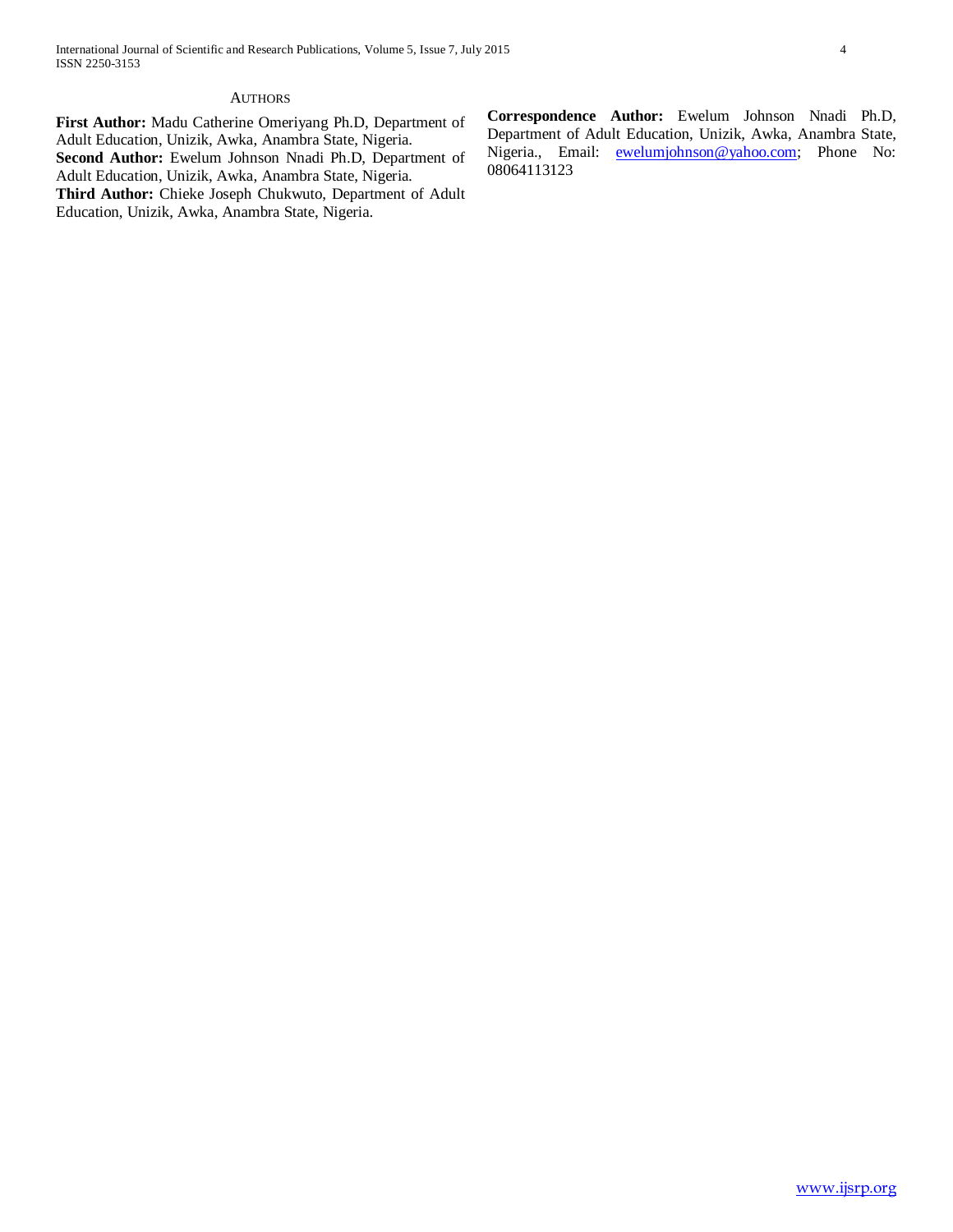## AUTHORS

**First Author:** Madu Catherine Omeriyang Ph.D, Department of Adult Education, Unizik, Awka, Anambra State, Nigeria.
**Second Author:** Ewelum Johnson Nnadi Ph.D, Department of Adult Education, Unizik, Awka, Anambra State, Nigeria.
**Third Author:** Chieke Joseph Chukwuto, Department of Adult Education, Unizik, Awka, Anambra State, Nigeria.

**Correspondence Author:** Ewelum Johnson Nnadi Ph.D, Department of Adult Education, Unizik, Awka, Anambra State, Nigeria., Email: ewelumjohnson@yahoo.com; Phone No: 08064113123